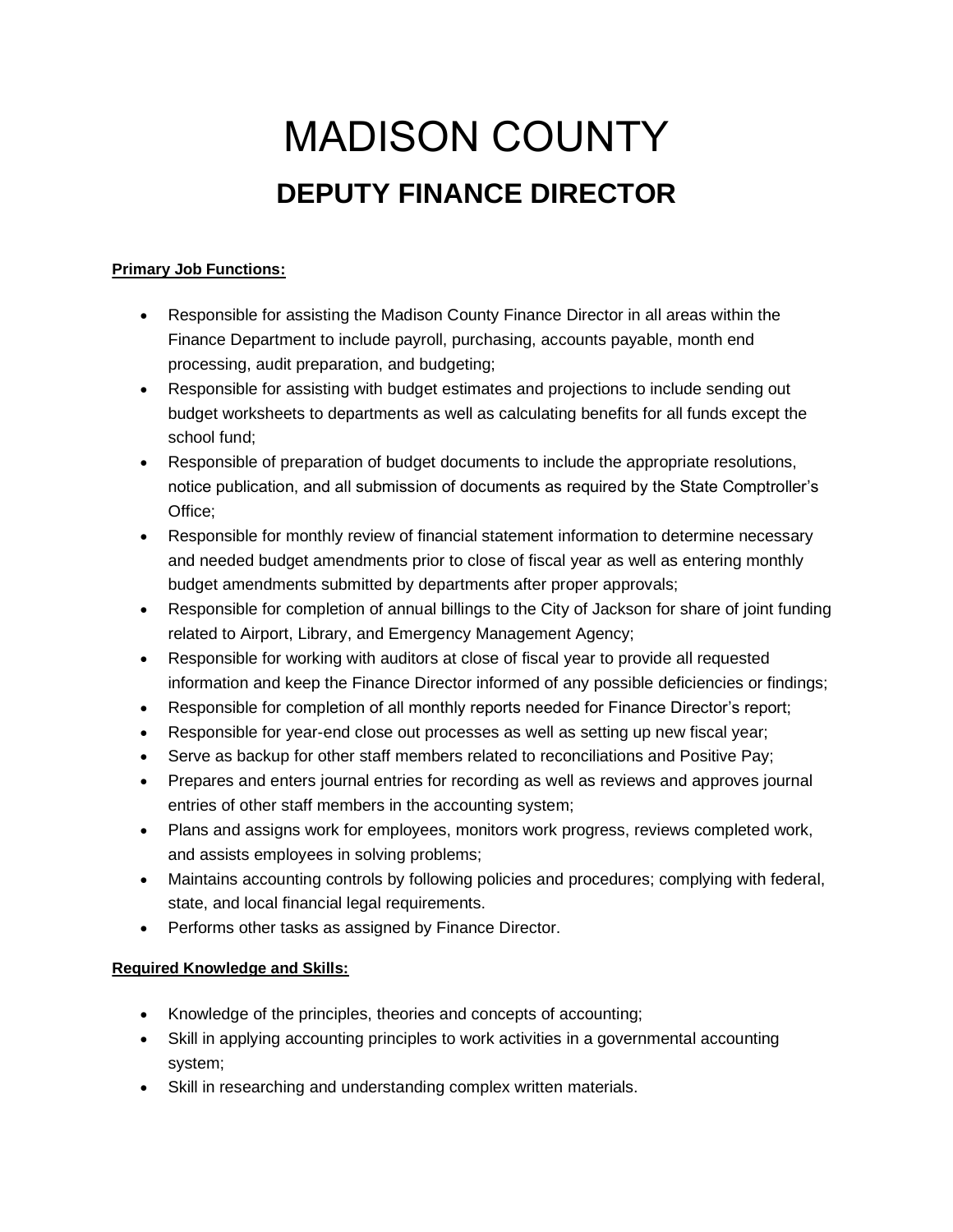# MADISON COUNTY

## DEPUTY FINANCE DIRECTOR

**Primary Job Functions:**

- Responsible for assisting the Madison County Finance Director in all areas within the Finance Department to include payroll, purchasing, accounts payable, month end processing, audit preparation, and budgeting;
- Responsible for assisting with budget estimates and projections to include sending out budget worksheets to departments as well as calculating benefits for all funds except the school fund;
- Responsible of preparation of budget documents to include the appropriate resolutions, notice publication, and all submission of documents as required by the State Comptroller's Office;
- Responsible for monthly review of financial statement information to determine necessary and needed budget amendments prior to close of fiscal year as well as entering monthly budget amendments submitted by departments after proper approvals;
- Responsible for completion of annual billings to the City of Jackson for share of joint funding related to Airport, Library, and Emergency Management Agency;
- Responsible for working with auditors at close of fiscal year to provide all requested information and keep the Finance Director informed of any possible deficiencies or findings;
- Responsible for completion of all monthly reports needed for Finance Director's report;
- Responsible for year-end close out processes as well as setting up new fiscal year;
- Serve as backup for other staff members related to reconciliations and Positive Pay;
- Prepares and enters journal entries for recording as well as reviews and approves journal entries of other staff members in the accounting system;
- Plans and assigns work for employees, monitors work progress, reviews completed work, and assists employees in solving problems;
- Maintains accounting controls by following policies and procedures; complying with federal, state, and local financial legal requirements.
- Performs other tasks as assigned by Finance Director.

**Required Knowledge and Skills:**

- Knowledge of the principles, theories and concepts of accounting;
- Skill in applying accounting principles to work activities in a governmental accounting system;
- Skill in researching and understanding complex written materials.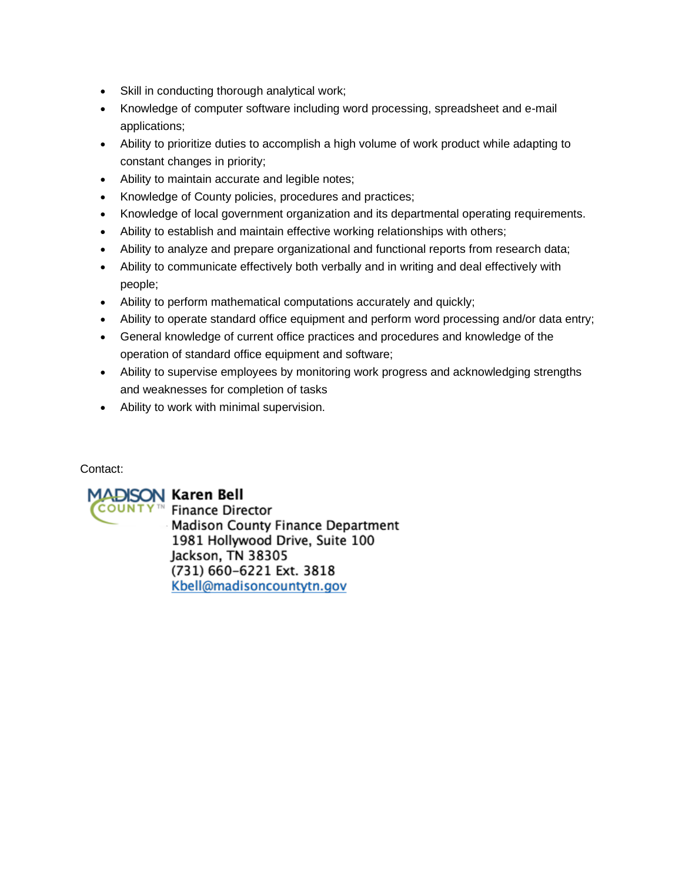- Skill in conducting thorough analytical work;
- Knowledge of computer software including word processing, spreadsheet and e-mail applications;
- Ability to prioritize duties to accomplish a high volume of work product while adapting to constant changes in priority;
- Ability to maintain accurate and legible notes;
- Knowledge of County policies, procedures and practices;
- Knowledge of local government organization and its departmental operating requirements.
- Ability to establish and maintain effective working relationships with others;
- Ability to analyze and prepare organizational and functional reports from research data;
- Ability to communicate effectively both verbally and in writing and deal effectively with people;
- Ability to perform mathematical computations accurately and quickly;
- Ability to operate standard office equipment and perform word processing and/or data entry;
- General knowledge of current office practices and procedures and knowledge of the operation of standard office equipment and software;
- Ability to supervise employees by monitoring work progress and acknowledging strengths and weaknesses for completion of tasks
- Ability to work with minimal supervision.

Contact:

MADISON COUNTY TN

**Karen Bell**
Finance Director
Madison County Finance Department
1981 Hollywood Drive, Suite 100
Jackson, TN 38305
(731) 660-6221 Ext. 3818
Kbell@madisoncountytn.gov